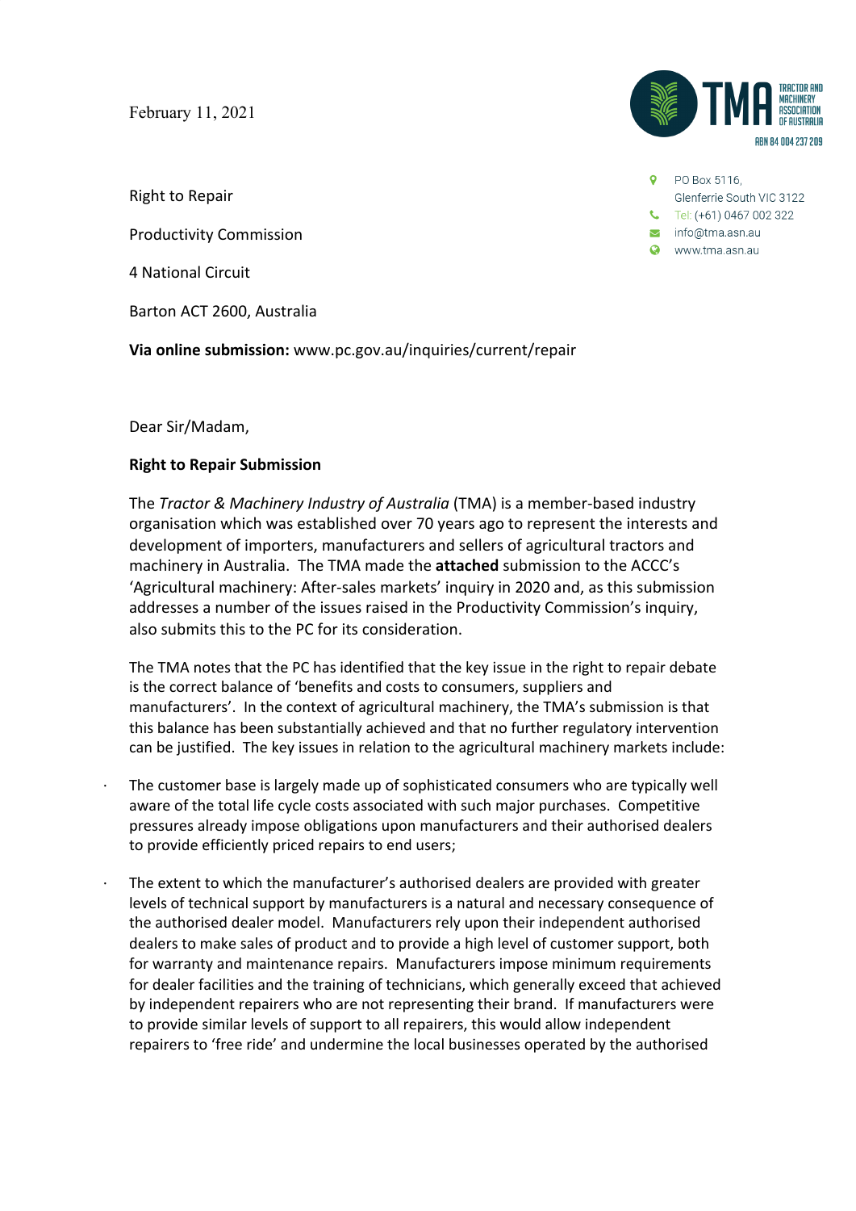February 11, 2021

TRACTOR AND MACHINERY ASSOCIATION OF AUSTRALIA
ABN 84 004 237 209

PO Box 5116,
Glenferrie South VIC 3122
Tel: (+61) 0467 002 322
info@tma.asn.au
www.tma.asn.au

Right to Repair

Productivity Commission

4 National Circuit

Barton ACT 2600, Australia

**Via online submission:** www.pc.gov.au/inquiries/current/repair

Dear Sir/Madam,

**Right to Repair Submission**

The *Tractor & Machinery Industry of Australia* (TMA) is a member-based industry organisation which was established over 70 years ago to represent the interests and development of importers, manufacturers and sellers of agricultural tractors and machinery in Australia. The TMA made the **attached** submission to the ACCC's 'Agricultural machinery: After-sales markets' inquiry in 2020 and, as this submission addresses a number of the issues raised in the Productivity Commission's inquiry, also submits this to the PC for its consideration.

The TMA notes that the PC has identified that the key issue in the right to repair debate is the correct balance of 'benefits and costs to consumers, suppliers and manufacturers'. In the context of agricultural machinery, the TMA's submission is that this balance has been substantially achieved and that no further regulatory intervention can be justified. The key issues in relation to the agricultural machinery markets include:

- The customer base is largely made up of sophisticated consumers who are typically well aware of the total life cycle costs associated with such major purchases. Competitive pressures already impose obligations upon manufacturers and their authorised dealers to provide efficiently priced repairs to end users;

- The extent to which the manufacturer's authorised dealers are provided with greater levels of technical support by manufacturers is a natural and necessary consequence of the authorised dealer model. Manufacturers rely upon their independent authorised dealers to make sales of product and to provide a high level of customer support, both for warranty and maintenance repairs. Manufacturers impose minimum requirements for dealer facilities and the training of technicians, which generally exceed that achieved by independent repairers who are not representing their brand. If manufacturers were to provide similar levels of support to all repairers, this would allow independent repairers to 'free ride' and undermine the local businesses operated by the authorised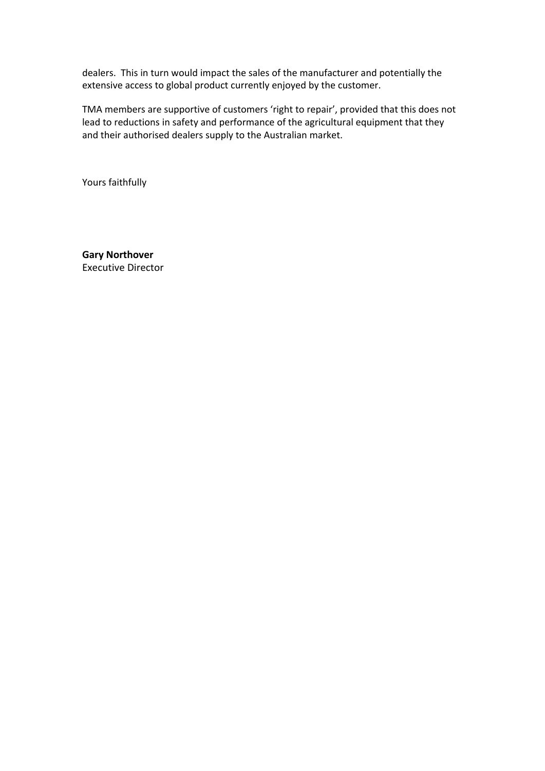dealers. This in turn would impact the sales of the manufacturer and potentially the extensive access to global product currently enjoyed by the customer.

TMA members are supportive of customers 'right to repair', provided that this does not lead to reductions in safety and performance of the agricultural equipment that they and their authorised dealers supply to the Australian market.

Yours faithfully

**Gary Northover**
Executive Director